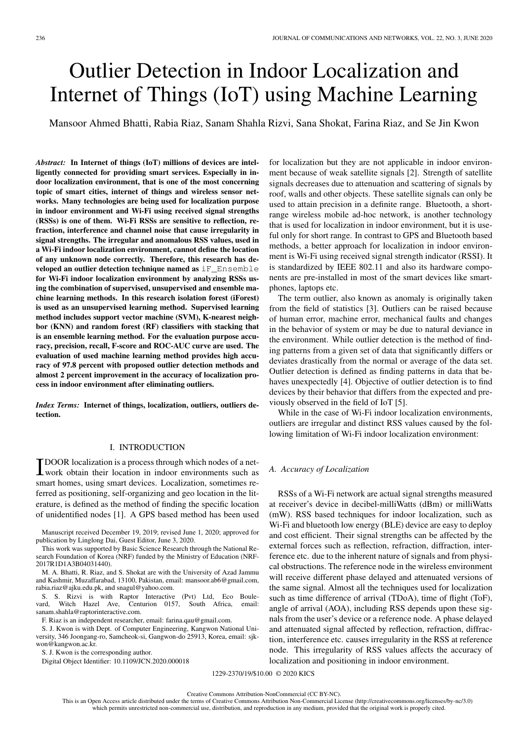# Outlier Detection in Indoor Localization and Internet of Things (IoT) using Machine Learning

Mansoor Ahmed Bhatti, Rabia Riaz, Sanam Shahla Rizvi, Sana Shokat, Farina Riaz, and Se Jin Kwon

***Abstract:*** **In Internet of things (IoT) millions of devices are intelligently connected for providing smart services. Especially in indoor localization environment, that is one of the most concerning topic of smart cities, internet of things and wireless sensor networks. Many technologies are being used for localization purpose in indoor environment and Wi-Fi using received signal strengths (RSSs) is one of them. Wi-Fi RSSs are sensitive to reflection, refraction, interference and channel noise that cause irregularity in signal strengths. The irregular and anomalous RSS values, used in a Wi-Fi indoor localization environment, cannot define the location of any unknown node correctly. Therefore, this research has developed an outlier detection technique named as `iF_Ensemble` for Wi-Fi indoor localization environment by analyzing RSSs using the combination of supervised, unsupervised and ensemble machine learning methods. In this research isolation forest (iForest) is used as an unsupervised learning method. Supervised learning method includes support vector machine (SVM), K-nearest neighbor (KNN) and random forest (RF) classifiers with stacking that is an ensemble learning method. For the evaluation purpose accuracy, precision, recall, F-score and ROC-AUC curve are used. The evaluation of used machine learning method provides high accuracy of 97.8 percent with proposed outlier detection methods and almost 2 percent improvement in the accuracy of localization process in indoor environment after eliminating outliers.**

***Index Terms:*** **Internet of things, localization, outliers, outliers detection.**

## I. INTRODUCTION

IDOOR localization is a process through which nodes of a network obtain their location in indoor environments such as smart homes, using smart devices. Localization, sometimes referred as positioning, self-organizing and geo location in the literature, is defined as the method of finding the specific location of unidentified nodes [1]. A GPS based method has been used for localization but they are not applicable in indoor environment because of weak satellite signals [2]. Strength of satellite signals decreases due to attenuation and scattering of signals by roof, walls and other objects. These satellite signals can only be used to attain precision in a definite range. Bluetooth, a short-range wireless mobile ad-hoc network, is another technology that is used for localization in indoor environment, but it is useful only for short range. In contrast to GPS and Bluetooth based methods, a better approach for localization in indoor environment is Wi-Fi using received signal strength indicator (RSSI). It is standardized by IEEE 802.11 and also its hardware components are pre-installed in most of the smart devices like smartphones, laptops etc.

The term outlier, also known as anomaly is originally taken from the field of statistics [3]. Outliers can be raised because of human error, machine error, mechanical faults and changes in the behavior of system or may be due to natural deviance in the environment. While outlier detection is the method of finding patterns from a given set of data that significantly differs or deviates drastically from the normal or average of the data set. Outlier detection is defined as finding patterns in data that behaves unexpectedly [4]. Objective of outlier detection is to find devices by their behavior that differs from the expected and previously observed in the field of IoT [5].

While in the case of Wi-Fi indoor localization environments, outliers are irregular and distinct RSS values caused by the following limitation of Wi-Fi indoor localization environment:

### *A. Accuracy of Localization*

RSSs of a Wi-Fi network are actual signal strengths measured at receiver's device in decibel-milliWatts (dBm) or milliWatts (mW). RSS based techniques for indoor localization, such as Wi-Fi and bluetooth low energy (BLE) device are easy to deploy and cost efficient. Their signal strengths can be affected by the external forces such as reflection, refraction, diffraction, interference etc. due to the inherent nature of signals and from physical obstructions. The reference node in the wireless environment will receive different phase delayed and attenuated versions of the same signal. Almost all the techniques used for localization such as time difference of arrival (TDoA), time of flight (ToF), angle of arrival (AOA), including RSS depends upon these signals from the user's device or a reference node. A phase delayed and attenuated signal affected by reflection, refraction, diffraction, interference etc. causes irregularity in the RSS at reference node. This irregularity of RSS values affects the accuracy of localization and positioning in indoor environment.

Manuscript received December 19, 2019; revised June 1, 2020; approved for publication by Linglong Dai, Guest Editor, June 3, 2020.

This work was supported by Basic Science Research through the National Research Foundation of Korea (NRF) funded by the Ministry of Education (NRF-2017R1D1A3B04031440).

M. A. Bhatti, R. Riaz, and S. Shokat are with the University of Azad Jammu and Kashmir, Muzaffarabad, 13100, Pakistan, email: mansoor.ab6@gmail.com, rabia.riaz@ajku.edu.pk, and snagul@yahoo.com.

S. S. Rizvi is with Raptor Interactive (Pvt) Ltd, Eco Boulevard, Witch Hazel Ave, Centurion 0157, South Africa, email: sanam.shahla@raptorinteractive.com.

F. Riaz is an independent researcher, email: farina.qau@gmail.com.

S. J. Kwon is with Dept. of Computer Engineering, Kangwon National University, 346 Joongang-ro, Samcheok-si, Gangwon-do 25913, Korea, email: sjkwon@kangwon.ac.kr.

S. J. Kwon is the corresponding author.

Digital Object Identifier: 10.1109/JCN.2020.000018

1229-2370/19/$10.00 © 2020 KICS

Creative Commons Attribution-NonCommercial (CC BY-NC).
This is an Open Access article distributed under the terms of Creative Commons Attribution Non-Commercial License (http://creativecommons.org/licenses/by-nc/3.0) which permits unrestricted non-commercial use, distribution, and reproduction in any medium, provided that the original work is properly cited.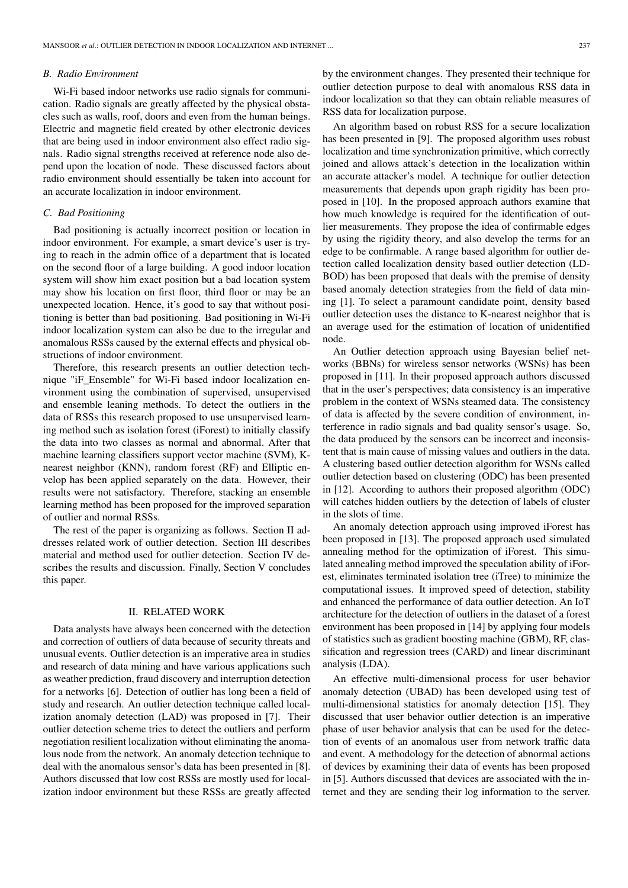### B. Radio Environment

Wi-Fi based indoor networks use radio signals for communication. Radio signals are greatly affected by the physical obstacles such as walls, roof, doors and even from the human beings. Electric and magnetic field created by other electronic devices that are being used in indoor environment also effect radio signals. Radio signal strengths received at reference node also depend upon the location of node. These discussed factors about radio environment should essentially be taken into account for an accurate localization in indoor environment.

### C. Bad Positioning

Bad positioning is actually incorrect position or location in indoor environment. For example, a smart device's user is trying to reach in the admin office of a department that is located on the second floor of a large building. A good indoor location system will show him exact position but a bad location system may show his location on first floor, third floor or may be an unexpected location. Hence, it's good to say that without positioning is better than bad positioning. Bad positioning in Wi-Fi indoor localization system can also be due to the irregular and anomalous RSSs caused by the external effects and physical obstructions of indoor environment.

Therefore, this research presents an outlier detection technique "iF_Ensemble" for Wi-Fi based indoor localization environment using the combination of supervised, unsupervised and ensemble leaning methods. To detect the outliers in the data of RSSs this research proposed to use unsupervised learning method such as isolation forest (iForest) to initially classify the data into two classes as normal and abnormal. After that machine learning classifiers support vector machine (SVM), K-nearest neighbor (KNN), random forest (RF) and Elliptic envelop has been applied separately on the data. However, their results were not satisfactory. Therefore, stacking an ensemble learning method has been proposed for the improved separation of outlier and normal RSSs.

The rest of the paper is organizing as follows. Section II addresses related work of outlier detection. Section III describes material and method used for outlier detection. Section IV describes the results and discussion. Finally, Section V concludes this paper.

## II. RELATED WORK

Data analysts have always been concerned with the detection and correction of outliers of data because of security threats and unusual events. Outlier detection is an imperative area in studies and research of data mining and have various applications such as weather prediction, fraud discovery and interruption detection for a networks [6]. Detection of outlier has long been a field of study and research. An outlier detection technique called localization anomaly detection (LAD) was proposed in [7]. Their outlier detection scheme tries to detect the outliers and perform negotiation resilient localization without eliminating the anomalous node from the network. An anomaly detection technique to deal with the anomalous sensor's data has been presented in [8]. Authors discussed that low cost RSSs are mostly used for localization indoor environment but these RSSs are greatly affected by the environment changes. They presented their technique for outlier detection purpose to deal with anomalous RSS data in indoor localization so that they can obtain reliable measures of RSS data for localization purpose.

An algorithm based on robust RSS for a secure localization has been presented in [9]. The proposed algorithm uses robust localization and time synchronization primitive, which correctly joined and allows attack's detection in the localization within an accurate attacker's model. A technique for outlier detection measurements that depends upon graph rigidity has been proposed in [10]. In the proposed approach authors examine that how much knowledge is required for the identification of outlier measurements. They propose the idea of confirmable edges by using the rigidity theory, and also develop the terms for an edge to be confirmable. A range based algorithm for outlier detection called localization density based outlier detection (LDBOD) has been proposed that deals with the premise of density based anomaly detection strategies from the field of data mining [1]. To select a paramount candidate point, density based outlier detection uses the distance to K-nearest neighbor that is an average used for the estimation of location of unidentified node.

An Outlier detection approach using Bayesian belief networks (BBNs) for wireless sensor networks (WSNs) has been proposed in [11]. In their proposed approach authors discussed that in the user's perspectives; data consistency is an imperative problem in the context of WSNs steamed data. The consistency of data is affected by the severe condition of environment, interference in radio signals and bad quality sensor's usage. So, the data produced by the sensors can be incorrect and inconsistent that is main cause of missing values and outliers in the data. A clustering based outlier detection algorithm for WSNs called outlier detection based on clustering (ODC) has been presented in [12]. According to authors their proposed algorithm (ODC) will catches hidden outliers by the detection of labels of cluster in the slots of time.

An anomaly detection approach using improved iForest has been proposed in [13]. The proposed approach used simulated annealing method for the optimization of iForest. This simulated annealing method improved the speculation ability of iForest, eliminates terminated isolation tree (iTree) to minimize the computational issues. It improved speed of detection, stability and enhanced the performance of data outlier detection. An IoT architecture for the detection of outliers in the dataset of a forest environment has been proposed in [14] by applying four models of statistics such as gradient boosting machine (GBM), RF, classification and regression trees (CARD) and linear discriminant analysis (LDA).

An effective multi-dimensional process for user behavior anomaly detection (UBAD) has been developed using test of multi-dimensional statistics for anomaly detection [15]. They discussed that user behavior outlier detection is an imperative phase of user behavior analysis that can be used for the detection of events of an anomalous user from network traffic data and event. A methodology for the detection of abnormal actions of devices by examining their data of events has been proposed in [5]. Authors discussed that devices are associated with the internet and they are sending their log information to the server.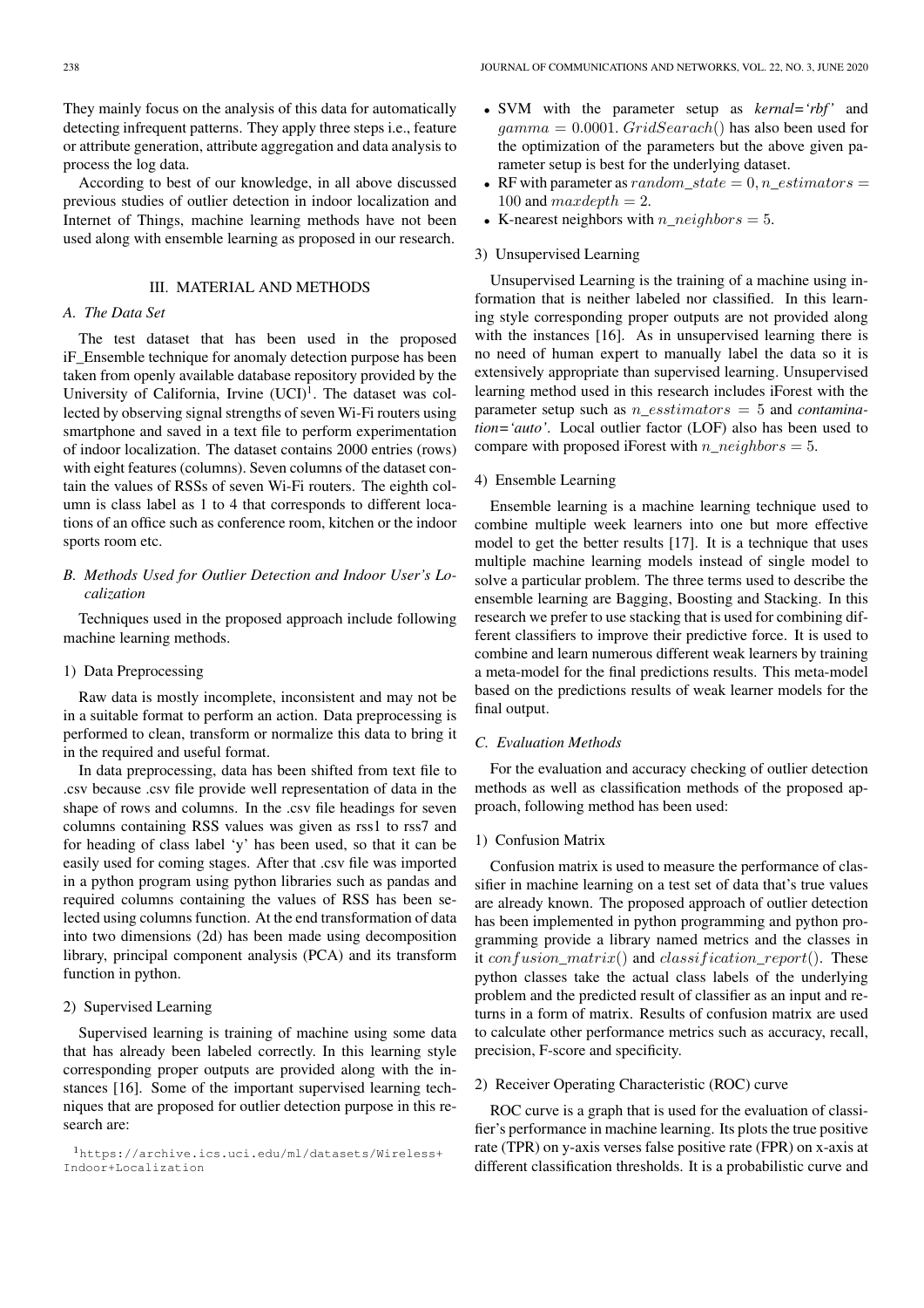They mainly focus on the analysis of this data for automatically detecting infrequent patterns. They apply three steps i.e., feature or attribute generation, attribute aggregation and data analysis to process the log data.

According to best of our knowledge, in all above discussed previous studies of outlier detection in indoor localization and Internet of Things, machine learning methods have not been used along with ensemble learning as proposed in our research.

## III. MATERIAL AND METHODS

### A. The Data Set

The test dataset that has been used in the proposed iF_Ensemble technique for anomaly detection purpose has been taken from openly available database repository provided by the University of California, Irvine (UCI)[1]. The dataset was collected by observing signal strengths of seven Wi-Fi routers using smartphone and saved in a text file to perform experimentation of indoor localization. The dataset contains 2000 entries (rows) with eight features (columns). Seven columns of the dataset contain the values of RSSs of seven Wi-Fi routers. The eighth column is class label as 1 to 4 that corresponds to different locations of an office such as conference room, kitchen or the indoor sports room etc.

### B. Methods Used for Outlier Detection and Indoor User's Localization

Techniques used in the proposed approach include following machine learning methods.

#### 1) Data Preprocessing

Raw data is mostly incomplete, inconsistent and may not be in a suitable format to perform an action. Data preprocessing is performed to clean, transform or normalize this data to bring it in the required and useful format.

In data preprocessing, data has been shifted from text file to .csv because .csv file provide well representation of data in the shape of rows and columns. In the .csv file headings for seven columns containing RSS values was given as rss1 to rss7 and for heading of class label 'y' has been used, so that it can be easily used for coming stages. After that .csv file was imported in a python program using python libraries such as pandas and required columns containing the values of RSS has been selected using columns function. At the end transformation of data into two dimensions (2d) has been made using decomposition library, principal component analysis (PCA) and its transform function in python.

#### 2) Supervised Learning

Supervised learning is training of machine using some data that has already been labeled correctly. In this learning style corresponding proper outputs are provided along with the instances [16]. Some of the important supervised learning techniques that are proposed for outlier detection purpose in this research are:

- SVM with the parameter setup as *kernal='rbf'* and $gamma = 0.0001$. $GridSearach()$ has also been used for the optimization of the parameters but the above given parameter setup is best for the underlying dataset.
- RF with parameter as $random\_state = 0, n\_estimators = 100$ and $maxdepth = 2$.
- K-nearest neighbors with $n\_neighbors = 5$.

#### 3) Unsupervised Learning

Unsupervised Learning is the training of a machine using information that is neither labeled nor classified. In this learning style corresponding proper outputs are not provided along with the instances [16]. As in unsupervised learning there is no need of human expert to manually label the data so it is extensively appropriate than supervised learning. Unsupervised learning method used in this research includes iForest with the parameter setup such as $n\_esstimators = 5$ and *contamination='auto'*. Local outlier factor (LOF) also has been used to compare with proposed iForest with $n\_neighbors = 5$.

#### 4) Ensemble Learning

Ensemble learning is a machine learning technique used to combine multiple week learners into one but more effective model to get the better results [17]. It is a technique that uses multiple machine learning models instead of single model to solve a particular problem. The three terms used to describe the ensemble learning are Bagging, Boosting and Stacking. In this research we prefer to use stacking that is used for combining different classifiers to improve their predictive force. It is used to combine and learn numerous different weak learners by training a meta-model for the final predictions results. This meta-model based on the predictions results of weak learner models for the final output.

### C. Evaluation Methods

For the evaluation and accuracy checking of outlier detection methods as well as classification methods of the proposed approach, following method has been used:

#### 1) Confusion Matrix

Confusion matrix is used to measure the performance of classifier in machine learning on a test set of data that's true values are already known. The proposed approach of outlier detection has been implemented in python programming and python programming provide a library named metrics and the classes in it $confusion\_matrix()$ and $classification\_report()$. These python classes take the actual class labels of the underlying problem and the predicted result of classifier as an input and returns in a form of matrix. Results of confusion matrix are used to calculate other performance metrics such as accuracy, recall, precision, F-score and specificity.

#### 2) Receiver Operating Characteristic (ROC) curve

ROC curve is a graph that is used for the evaluation of classifier's performance in machine learning. Its plots the true positive rate (TPR) on y-axis verses false positive rate (FPR) on x-axis at different classification thresholds. It is a probabilistic curve and

[1] https://archive.ics.uci.edu/ml/datasets/Wireless+Indoor+Localization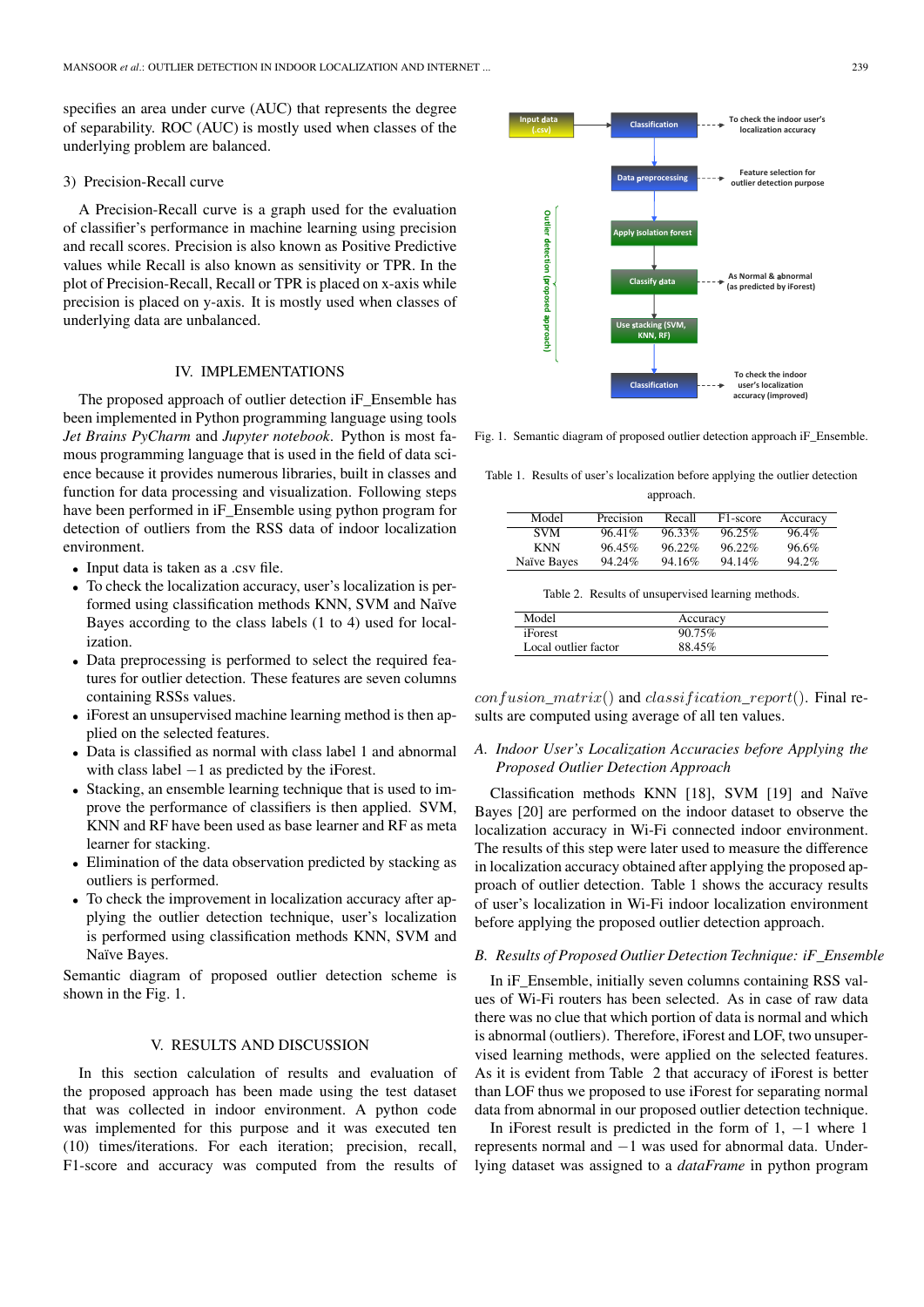specifies an area under curve (AUC) that represents the degree of separability. ROC (AUC) is mostly used when classes of the underlying problem are balanced.

3) Precision-Recall curve

A Precision-Recall curve is a graph used for the evaluation of classifier's performance in machine learning using precision and recall scores. Precision is also known as Positive Predictive values while Recall is also known as sensitivity or TPR. In the plot of Precision-Recall, Recall or TPR is placed on x-axis while precision is placed on y-axis. It is mostly used when classes of underlying data are unbalanced.

## IV. IMPLEMENTATIONS

The proposed approach of outlier detection iF_Ensemble has been implemented in Python programming language using tools *Jet Brains PyCharm* and *Jupyter notebook*. Python is most famous programming language that is used in the field of data science because it provides numerous libraries, built in classes and function for data processing and visualization. Following steps have been performed in iF_Ensemble using python program for detection of outliers from the RSS data of indoor localization environment.

- Input data is taken as a .csv file.
- To check the localization accuracy, user's localization is performed using classification methods KNN, SVM and Naïve Bayes according to the class labels (1 to 4) used for localization.
- Data preprocessing is performed to select the required features for outlier detection. These features are seven columns containing RSSs values.
- iForest an unsupervised machine learning method is then applied on the selected features.
- Data is classified as normal with class label 1 and abnormal with class label $-1$ as predicted by the iForest.
- Stacking, an ensemble learning technique that is used to improve the performance of classifiers is then applied. SVM, KNN and RF have been used as base learner and RF as meta learner for stacking.
- Elimination of the data observation predicted by stacking as outliers is performed.
- To check the improvement in localization accuracy after applying the outlier detection technique, user's localization is performed using classification methods KNN, SVM and Naïve Bayes.

Semantic diagram of proposed outlier detection scheme is shown in the Fig. 1.

Input data (.csv) → Classification (To check the indoor user's localization accuracy) → Data preprocessing (Feature selection for outlier detection purpose) → Apply isolation forest → Classify data (As Normal & abnormal (as predicted by iForest)) → Use stacking (SVM, KNN, RF) → Classification (To check the indoor user's localization accuracy (improved)); Outlier detection (proposed approach)

Fig. 1. Semantic diagram of proposed outlier detection approach iF_Ensemble.

## V. RESULTS AND DISCUSSION

In this section calculation of results and evaluation of the proposed approach has been made using the test dataset that was collected in indoor environment. A python code was implemented for this purpose and it was executed ten (10) times/iterations. For each iteration; precision, recall, F1-score and accuracy was computed from the results of $confusion\_matrix()$ and $classification\_report()$. Final results are computed using average of all ten values.

Table 1. Results of user's localization before applying the outlier detection approach.

| Model | Precision | Recall | F1-score | Accuracy |
|---|---|---|---|---|
| SVM | 96.41% | 96.33% | 96.25% | 96.4% |
| KNN | 96.45% | 96.22% | 96.22% | 96.6% |
| Naïve Bayes | 94.24% | 94.16% | 94.14% | 94.2% |

Table 2. Results of unsupervised learning methods.

| Model | Accuracy |
|---|---|
| iForest | 90.75% |
| Local outlier factor | 88.45% |

### A. *Indoor User's Localization Accuracies before Applying the Proposed Outlier Detection Approach*

Classification methods KNN [18], SVM [19] and Naïve Bayes [20] are performed on the indoor dataset to observe the localization accuracy in Wi-Fi connected indoor environment. The results of this step were later used to measure the difference in localization accuracy obtained after applying the proposed approach of outlier detection. Table 1 shows the accuracy results of user's localization in Wi-Fi indoor localization environment before applying the proposed outlier detection approach.

### B. *Results of Proposed Outlier Detection Technique: iF_Ensemble*

In iF_Ensemble, initially seven columns containing RSS values of Wi-Fi routers has been selected. As in case of raw data there was no clue that which portion of data is normal and which is abnormal (outliers). Therefore, iForest and LOF, two unsupervised learning methods, were applied on the selected features. As it is evident from Table 2 that accuracy of iForest is better than LOF thus we proposed to use iForest for separating normal data from abnormal in our proposed outlier detection technique.

In iForest result is predicted in the form of 1, $-1$ where 1 represents normal and $-1$ was used for abnormal data. Underlying dataset was assigned to a *dataFrame* in python program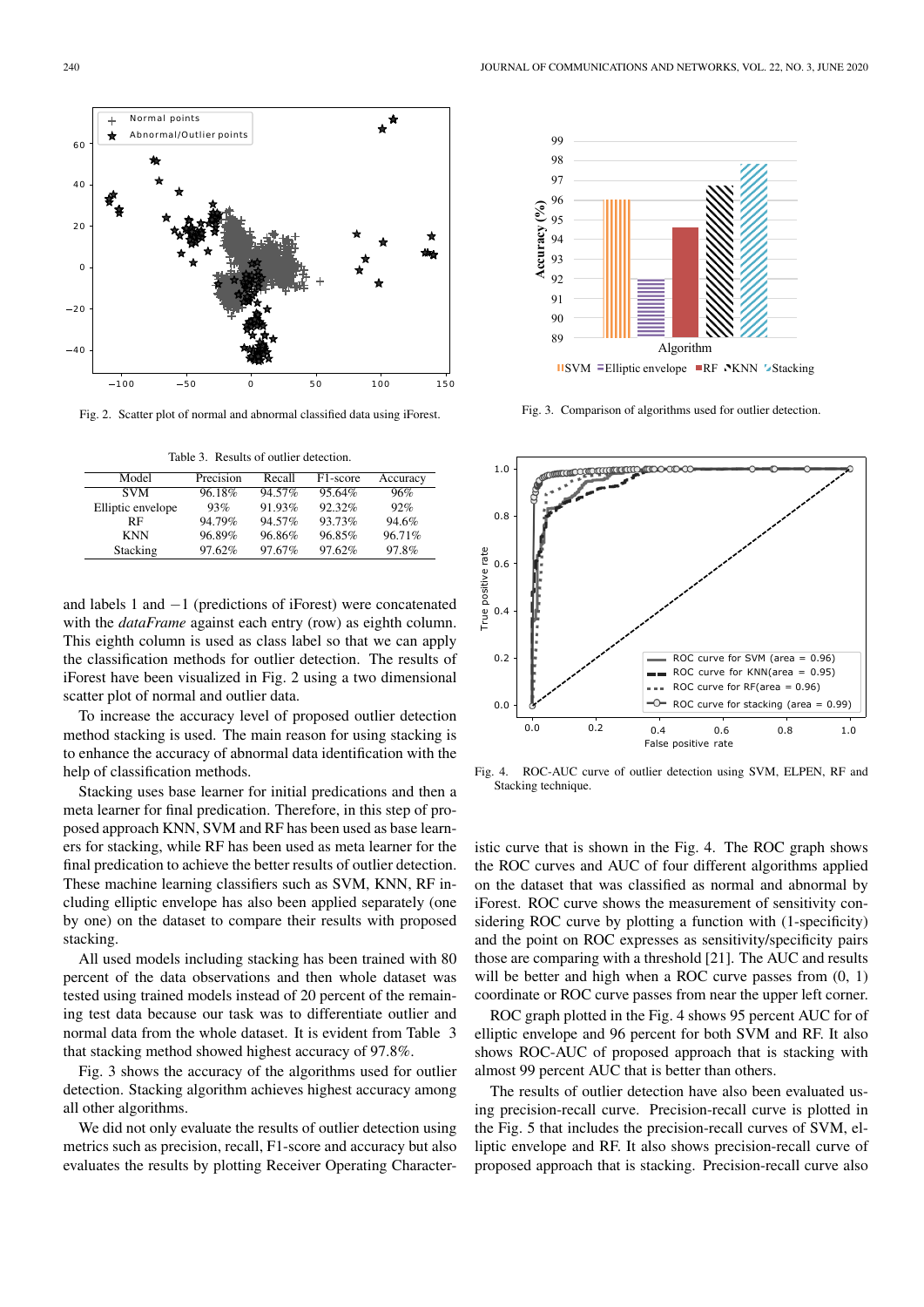Fig. 2. Scatter plot of normal and abnormal classified data using iForest.

Table 3. Results of outlier detection.

| Model | Precision | Recall | F1-score | Accuracy |
|---|---|---|---|---|
| SVM | 96.18% | 94.57% | 95.64% | 96% |
| Elliptic envelope | 93% | 91.93% | 92.32% | 92% |
| RF | 94.79% | 94.57% | 93.73% | 94.6% |
| KNN | 96.89% | 96.86% | 96.85% | 96.71% |
| Stacking | 97.62% | 97.67% | 97.62% | 97.8% |

and labels 1 and −1 (predictions of iForest) were concatenated with the *dataFrame* against each entry (row) as eighth column. This eighth column is used as class label so that we can apply the classification methods for outlier detection. The results of iForest have been visualized in Fig. 2 using a two dimensional scatter plot of normal and outlier data.

To increase the accuracy level of proposed outlier detection method stacking is used. The main reason for using stacking is to enhance the accuracy of abnormal data identification with the help of classification methods.

Stacking uses base learner for initial predications and then a meta learner for final predication. Therefore, in this step of proposed approach KNN, SVM and RF has been used as base learners for stacking, while RF has been used as meta learner for the final predication to achieve the better results of outlier detection. These machine learning classifiers such as SVM, KNN, RF including elliptic envelope has also been applied separately (one by one) on the dataset to compare their results with proposed stacking.

All used models including stacking has been trained with 80 percent of the data observations and then whole dataset was tested using trained models instead of 20 percent of the remaining test data because our task was to differentiate outlier and normal data from the whole dataset. It is evident from Table 3 that stacking method showed highest accuracy of 97.8%.

Fig. 3 shows the accuracy of the algorithms used for outlier detection. Stacking algorithm achieves highest accuracy among all other algorithms.

We did not only evaluate the results of outlier detection using metrics such as precision, recall, F1-score and accuracy but also evaluates the results by plotting Receiver Operating Characteristic curve that is shown in the Fig. 4. The ROC graph shows the ROC curves and AUC of four different algorithms applied on the dataset that was classified as normal and abnormal by iForest. ROC curve shows the measurement of sensitivity considering ROC curve by plotting a function with (1-specificity) and the point on ROC expresses as sensitivity/specificity pairs those are comparing with a threshold [21]. The AUC and results will be better and high when a ROC curve passes from (0, 1) coordinate or ROC curve passes from near the upper left corner.

ROC graph plotted in the Fig. 4 shows 95 percent AUC for of elliptic envelope and 96 percent for both SVM and RF. It also shows ROC-AUC of proposed approach that is stacking with almost 99 percent AUC that is better than others.

The results of outlier detection have also been evaluated using precision-recall curve. Precision-recall curve is plotted in the Fig. 5 that includes the precision-recall curves of SVM, elliptic envelope and RF. It also shows precision-recall curve of proposed approach that is stacking. Precision-recall curve also

Fig. 3. Comparison of algorithms used for outlier detection.

Fig. 4. ROC-AUC curve of outlier detection using SVM, ELPEN, RF and Stacking technique.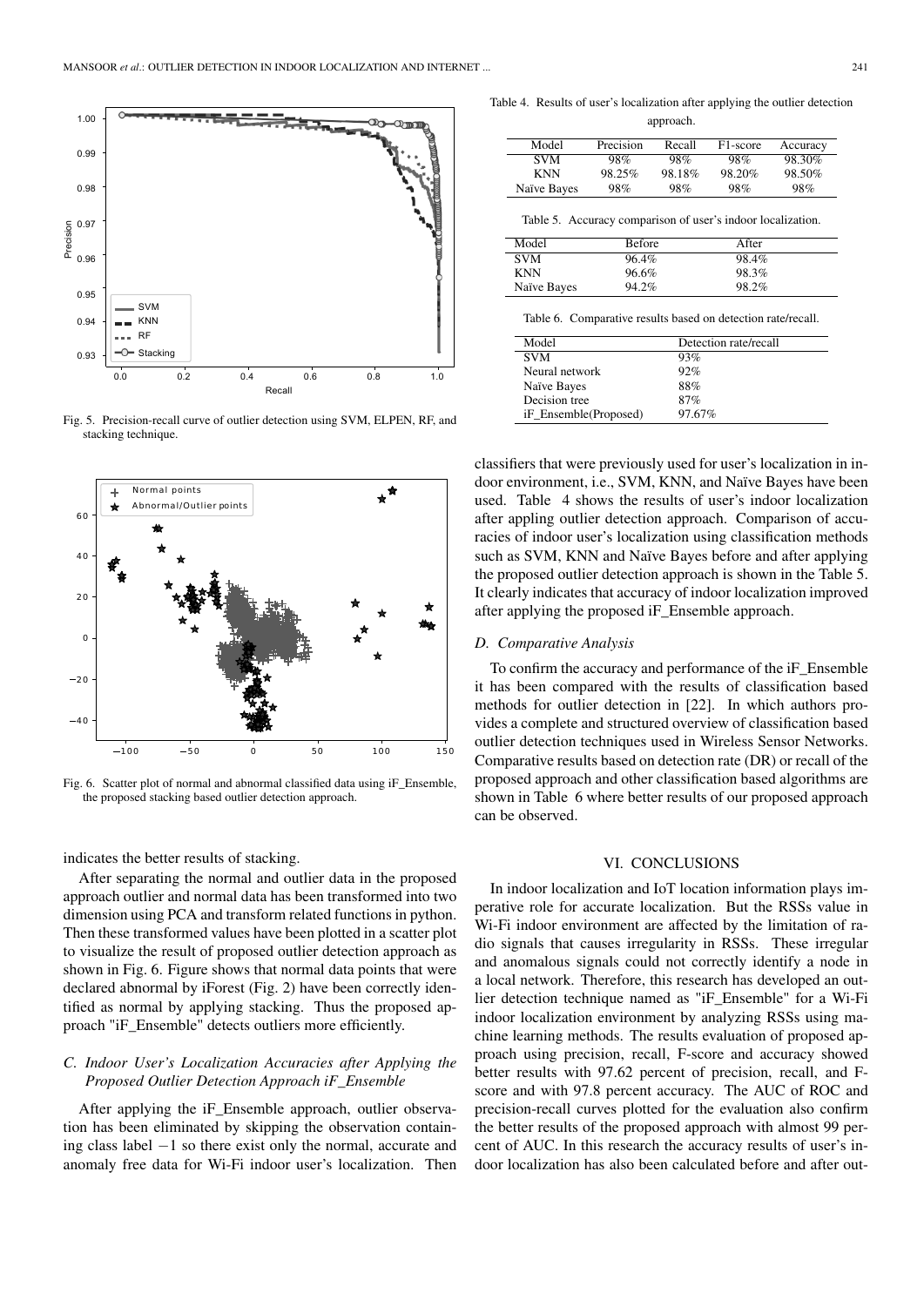Fig. 5. Precision-recall curve of outlier detection using SVM, ELPEN, RF, and stacking technique.

Fig. 6. Scatter plot of normal and abnormal classified data using iF_Ensemble, the proposed stacking based outlier detection approach.

indicates the better results of stacking.

After separating the normal and outlier data in the proposed approach outlier and normal data has been transformed into two dimension using PCA and transform related functions in python. Then these transformed values have been plotted in a scatter plot to visualize the result of proposed outlier detection approach as shown in Fig. 6. Figure shows that normal data points that were declared abnormal by iForest (Fig. 2) have been correctly identified as normal by applying stacking. Thus the proposed approach "iF_Ensemble" detects outliers more efficiently.

### *C. Indoor User's Localization Accuracies after Applying the Proposed Outlier Detection Approach iF_Ensemble*

After applying the iF_Ensemble approach, outlier observation has been eliminated by skipping the observation containing class label $-1$ so there exist only the normal, accurate and anomaly free data for Wi-Fi indoor user's localization. Then

Table 4. Results of user's localization after applying the outlier detection approach.

| Model | Precision | Recall | F1-score | Accuracy |
|---|---|---|---|---|
| SVM | 98% | 98% | 98% | 98.30% |
| KNN | 98.25% | 98.18% | 98.20% | 98.50% |
| Naïve Bayes | 98% | 98% | 98% | 98% |

Table 5. Accuracy comparison of user's indoor localization.

| Model | Before | After |
|---|---|---|
| SVM | 96.4% | 98.4% |
| KNN | 96.6% | 98.3% |
| Naïve Bayes | 94.2% | 98.2% |

Table 6. Comparative results based on detection rate/recall.

| Model | Detection rate/recall |
|---|---|
| SVM | 93% |
| Neural network | 92% |
| Naïve Bayes | 88% |
| Decision tree | 87% |
| iF_Ensemble(Proposed) | 97.67% |

classifiers that were previously used for user's localization in indoor environment, i.e., SVM, KNN, and Naïve Bayes have been used. Table 4 shows the results of user's indoor localization after appling outlier detection approach. Comparison of accuracies of indoor user's localization using classification methods such as SVM, KNN and Naïve Bayes before and after applying the proposed outlier detection approach is shown in the Table 5. It clearly indicates that accuracy of indoor localization improved after applying the proposed iF_Ensemble approach.

### *D. Comparative Analysis*

To confirm the accuracy and performance of the iF_Ensemble it has been compared with the results of classification based methods for outlier detection in [22]. In which authors provides a complete and structured overview of classification based outlier detection techniques used in Wireless Sensor Networks. Comparative results based on detection rate (DR) or recall of the proposed approach and other classification based algorithms are shown in Table 6 where better results of our proposed approach can be observed.

## VI. CONCLUSIONS

In indoor localization and IoT location information plays imperative role for accurate localization. But the RSSs value in Wi-Fi indoor environment are affected by the limitation of radio signals that causes irregularity in RSSs. These irregular and anomalous signals could not correctly identify a node in a local network. Therefore, this research has developed an outlier detection technique named as "iF_Ensemble" for a Wi-Fi indoor localization environment by analyzing RSSs using machine learning methods. The results evaluation of proposed approach using precision, recall, F-score and accuracy showed better results with 97.62 percent of precision, recall, and F-score and with 97.8 percent accuracy. The AUC of ROC and precision-recall curves plotted for the evaluation also confirm the better results of the proposed approach with almost 99 percent of AUC. In this research the accuracy results of user's indoor localization has also been calculated before and after out-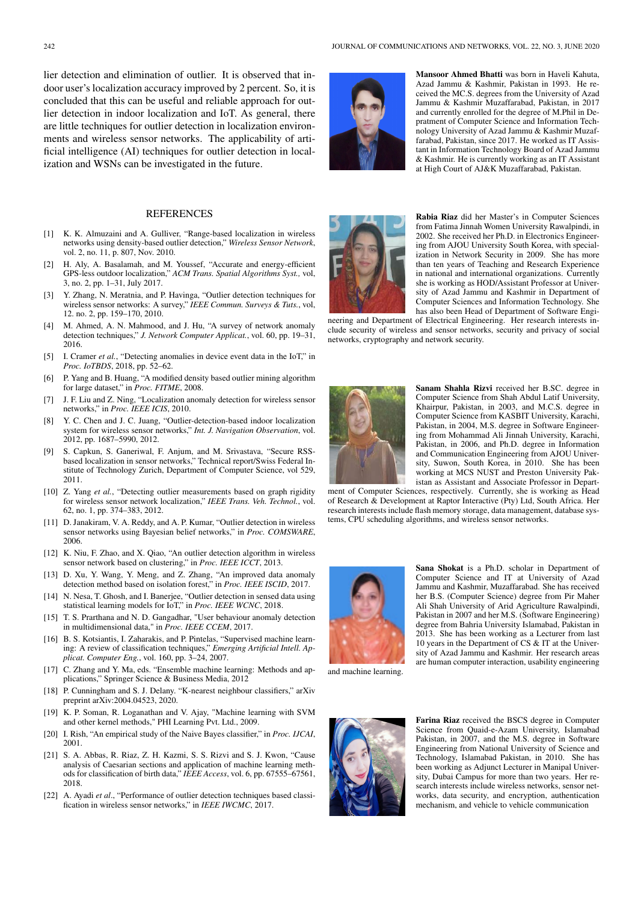lier detection and elimination of outlier. It is observed that indoor user's localization accuracy improved by 2 percent. So, it is concluded that this can be useful and reliable approach for outlier detection in indoor localization and IoT. As general, there are little techniques for outlier detection in localization environments and wireless sensor networks. The applicability of artificial intelligence (AI) techniques for outlier detection in localization and WSNs can be investigated in the future.

## REFERENCES

[1] K. K. Almuzaini and A. Gulliver, "Range-based localization in wireless networks using density-based outlier detection," *Wireless Sensor Network*, vol. 2, no. 11, p. 807, Nov. 2010.

[2] H. Aly, A. Basalamah, and M. Youssef, "Accurate and energy-efficient GPS-less outdoor localization," *ACM Trans. Spatial Algorithms Syst.,* vol, 3, no. 2, pp. 1–31, July 2017.

[3] Y. Zhang, N. Meratnia, and P. Havinga, "Outlier detection techniques for wireless sensor networks: A survey," *IEEE Commun. Surveys & Tuts.*, vol, 12. no. 2, pp. 159–170, 2010.

[4] M. Ahmed, A. N. Mahmood, and J. Hu, "A survey of network anomaly detection techniques," *J. Network Computer Applicat.*, vol. 60, pp. 19–31, 2016.

[5] I. Cramer *et al.*, "Detecting anomalies in device event data in the IoT," in *Proc. IoTBDS*, 2018, pp. 52–62.

[6] P. Yang and B. Huang, "A modified density based outlier mining algorithm for large dataset," in *Proc. FITME*, 2008.

[7] J. F. Liu and Z. Ning, "Localization anomaly detection for wireless sensor networks," in *Proc. IEEE ICIS*, 2010.

[8] Y. C. Chen and J. C. Juang, "Outlier-detection-based indoor localization system for wireless sensor networks," *Int. J. Navigation Observation*, vol. 2012, pp. 1687–5990, 2012.

[9] S. Capkun, S. Ganeriwal, F. Anjum, and M. Srivastava, "Secure RSS-based localization in sensor networks," Technical report/Swiss Federal Institute of Technology Zurich, Department of Computer Science, vol 529, 2011.

[10] Z. Yang *et al.*, "Detecting outlier measurements based on graph rigidity for wireless sensor network localization," *IEEE Trans. Veh. Technol.*, vol. 62, no. 1, pp. 374–383, 2012.

[11] D. Janakiram, V. A. Reddy, and A. P. Kumar, "Outlier detection in wireless sensor networks using Bayesian belief networks," in *Proc. COMSWARE*, 2006.

[12] K. Niu, F. Zhao, and X. Qiao, "An outlier detection algorithm in wireless sensor network based on clustering," in *Proc. IEEE ICCT*, 2013.

[13] D. Xu, Y. Wang, Y. Meng, and Z. Zhang, "An improved data anomaly detection method based on isolation forest," in *Proc. IEEE ISCID*, 2017.

[14] N. Nesa, T. Ghosh, and I. Banerjee, "Outlier detection in sensed data using statistical learning models for IoT," in *Proc. IEEE WCNC*, 2018.

[15] T. S. Prarthana and N. D. Gangadhar, "User behaviour anomaly detection in multidimensional data," in *Proc. IEEE CCEM*, 2017.

[16] B. S. Kotsiantis, I. Zaharakis, and P. Pintelas, "Supervised machine learning: A review of classification techniques," *Emerging Artificial Intell. Applicat. Computer Eng.*, vol. 160, pp. 3–24, 2007.

[17] C. Zhang and Y. Ma, eds. "Ensemble machine learning: Methods and applications," Springer Science & Business Media, 2012

[18] P. Cunningham and S. J. Delany. "K-nearest neighbour classifiers," arXiv preprint arXiv:2004.04523, 2020.

[19] K. P. Soman, R. Loganathan and V. Ajay, "Machine learning with SVM and other kernel methods," PHI Learning Pvt. Ltd., 2009.

[20] I. Rish, "An empirical study of the Naive Bayes classifier," in *Proc. IJCAI*, 2001.

[21] S. A. Abbas, R. Riaz, Z. H. Kazmi, S. S. Rizvi and S. J. Kwon, "Cause analysis of Caesarian sections and application of machine learning methods for classification of birth data," *IEEE Access*, vol. 6, pp. 67555–67561, 2018.

[22] A. Ayadi *et al*., "Performance of outlier detection techniques based classification in wireless sensor networks," in *IEEE IWCMC*, 2017.

**Mansoor Ahmed Bhatti** was born in Haveli Kahuta, Azad Jammu & Kashmir, Pakistan in 1993. He received the MC.S. degrees from the University of Azad Jammu & Kashmir Muzaffarabad, Pakistan, in 2017 and currently enrolled for the degree of M.Phil in Depratment of Computer Science and Information Technology University of Azad Jammu & Kashmir Muzaffarabad, Pakistan, since 2017. He worked as IT Assistant in Information Technology Board of Azad Jammu & Kashmir. He is currently working as an IT Assistant at High Court of AJ&K Muzaffarabad, Pakistan.

**Rabia Riaz** did her Master's in Computer Sciences from Fatima Jinnah Women University Rawalpindi, in 2002. She received her Ph.D. in Electronics Engineering from AJOU University South Korea, with specialization in Network Security in 2009. She has more than ten years of Teaching and Research Experience in national and international organizations. Currently she is working as HOD/Assistant Professor at University of Azad Jammu and Kashmir in Department of Computer Sciences and Information Technology. She has also been Head of Department of Software Engineering and Department of Electrical Engineering. Her research interests include security of wireless and sensor networks, security and privacy of social networks, cryptography and network security.

**Sanam Shahla Rizvi** received her B.SC. degree in Computer Science from Shah Abdul Latif University, Khairpur, Pakistan, in 2003, and M.C.S. degree in Computer Science from KASBIT University, Karachi, Pakistan, in 2004, M.S. degree in Software Engineering from Mohammad Ali Jinnah University, Karachi, Pakistan, in 2006, and Ph.D. degree in Information and Communication Engineering from AJOU University, Suwon, South Korea, in 2010. She has been working at MCS NUST and Preston University Pakistan as Assistant and Associate Professor in Department of Computer Sciences, respectively. Currently, she is working as Head of Research & Development at Raptor Interactive (Pty) Ltd, South Africa. Her research interests include flash memory storage, data management, database systems, CPU scheduling algorithms, and wireless sensor networks.

**Sana Shokat** is a Ph.D. scholar in Department of Computer Science and IT at University of Azad Jammu and Kashmir, Muzaffarabad. She has received her B.S. (Computer Science) degree from Pir Maher Ali Shah University of Arid Agriculture Rawalpindi, Pakistan in 2007 and her M.S. (Software Engineering) degree from Bahria University Islamabad, Pakistan in 2013. She has been working as a Lecturer from last 10 years in the Department of CS & IT at the University of Azad Jammu and Kashmir. Her research areas are human computer interaction, usability engineering and machine learning.

**Farina Riaz** received the BSCS degree in Computer Science from Quaid-e-Azam University, Islamabad Pakistan, in 2007, and the M.S. degree in Software Engineering from National University of Science and Technology, Islamabad Pakistan, in 2010. She has been working as Adjunct Lecturer in Manipal University, Dubai Campus for more than two years. Her research interests include wireless networks, sensor networks, data security, and encryption, authentication mechanism, and vehicle to vehicle communication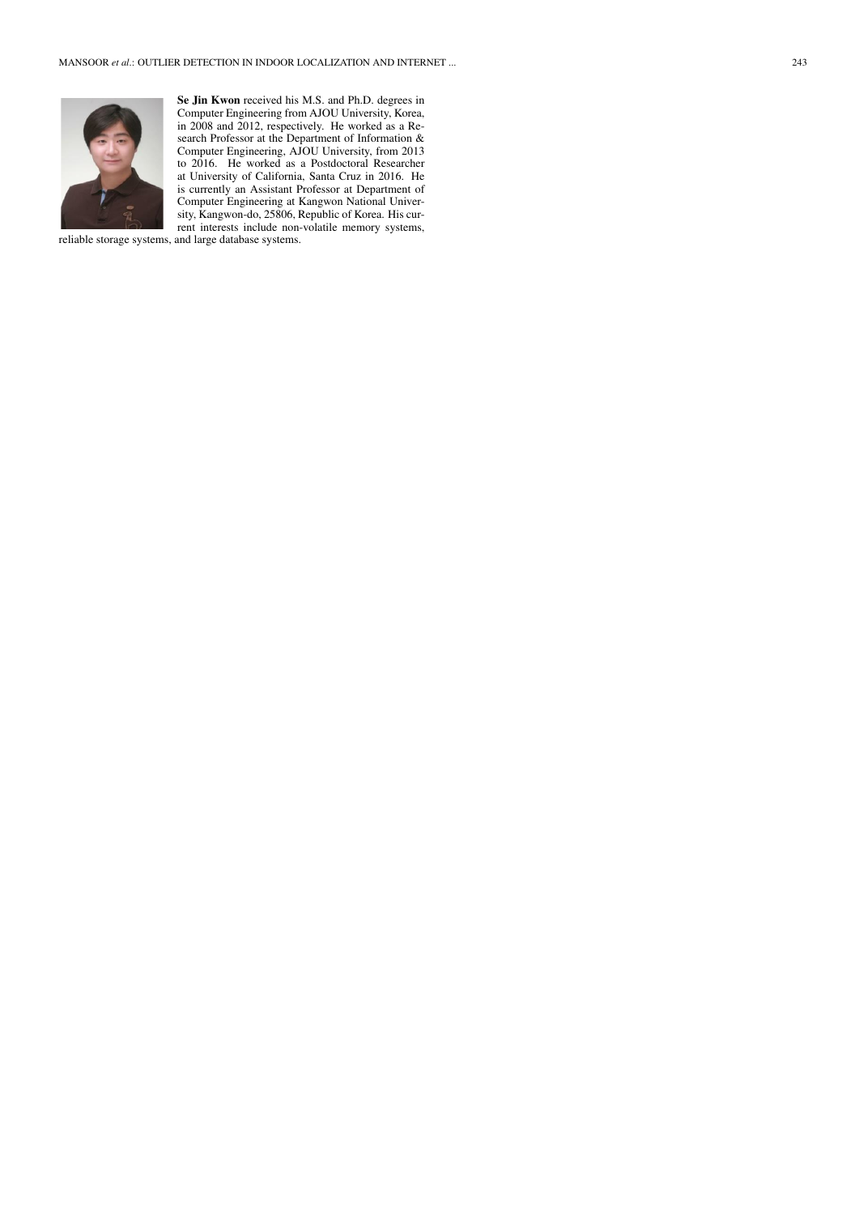**Se Jin Kwon** received his M.S. and Ph.D. degrees in Computer Engineering from AJOU University, Korea, in 2008 and 2012, respectively. He worked as a Research Professor at the Department of Information & Computer Engineering, AJOU University, from 2013 to 2016. He worked as a Postdoctoral Researcher at University of California, Santa Cruz in 2016. He is currently an Assistant Professor at Department of Computer Engineering at Kangwon National University, Kangwon-do, 25806, Republic of Korea. His current interests include non-volatile memory systems, reliable storage systems, and large database systems.